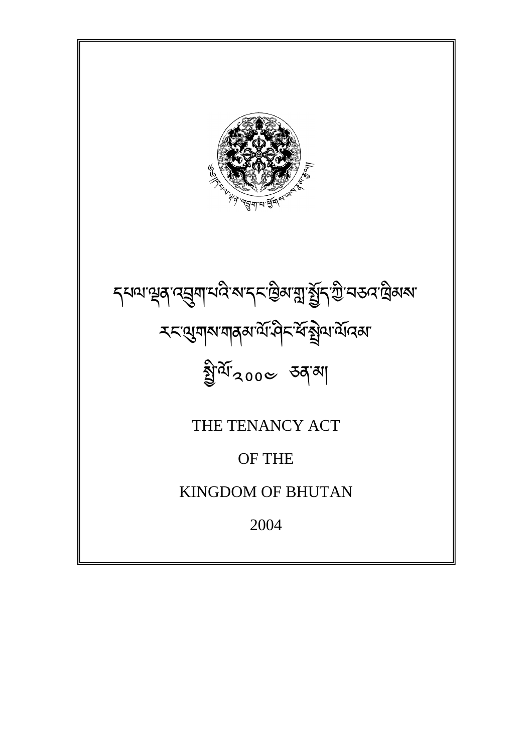དཔལ་ལྡན་འབྲུག་པའི་ས་དང་ཁྱིམ་གླ་སྤྱོད་ཀྱི་བཅའ་ཁྲིམས་

རང་ལུགས་གནམ་ལོ་ཤིང་ཕོ་སྤྲེལ་ལོའམ་

སྤྱི་ལོ་༢༠༠༤ ཅན་མ།

THE TENANCY ACT

OF THE

KINGDOM OF BHUTAN

2004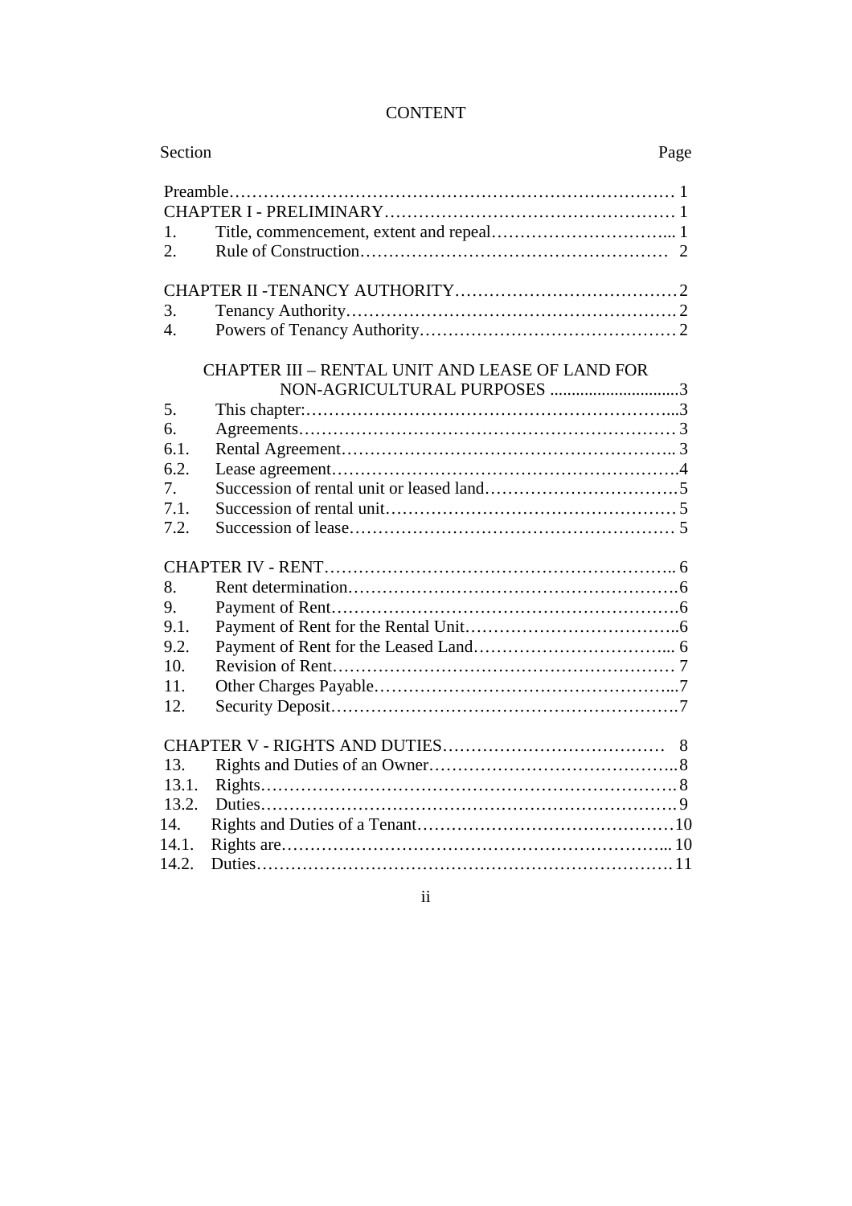# CONTENT

| Section | | Page |
|---|---|---|
| Preamble | | 1 |
| CHAPTER I - PRELIMINARY | | 1 |
| 1. | Title, commencement, extent and repeal | 1 |
| 2. | Rule of Construction | 2 |
| CHAPTER II -TENANCY AUTHORITY | | 2 |
| 3. | Tenancy Authority | 2 |
| 4. | Powers of Tenancy Authority | 2 |
| CHAPTER III – RENTAL UNIT AND LEASE OF LAND FOR NON-AGRICULTURAL PURPOSES | | 3 |
| 5. | This chapter: | 3 |
| 6. | Agreements | 3 |
| 6.1. | Rental Agreement | 3 |
| 6.2. | Lease agreement | 4 |
| 7. | Succession of rental unit or leased land | 5 |
| 7.1. | Succession of rental unit | 5 |
| 7.2. | Succession of lease | 5 |
| CHAPTER IV - RENT | | 6 |
| 8. | Rent determination | 6 |
| 9. | Payment of Rent | 6 |
| 9.1. | Payment of Rent for the Rental Unit | 6 |
| 9.2. | Payment of Rent for the Leased Land | 6 |
| 10. | Revision of Rent | 7 |
| 11. | Other Charges Payable | 7 |
| 12. | Security Deposit | 7 |
| CHAPTER V - RIGHTS AND DUTIES | | 8 |
| 13. | Rights and Duties of an Owner | 8 |
| 13.1. | Rights | 8 |
| 13.2. | Duties | 9 |
| 14. | Rights and Duties of a Tenant | 10 |
| 14.1. | Rights are | 10 |
| 14.2. | Duties | 11 |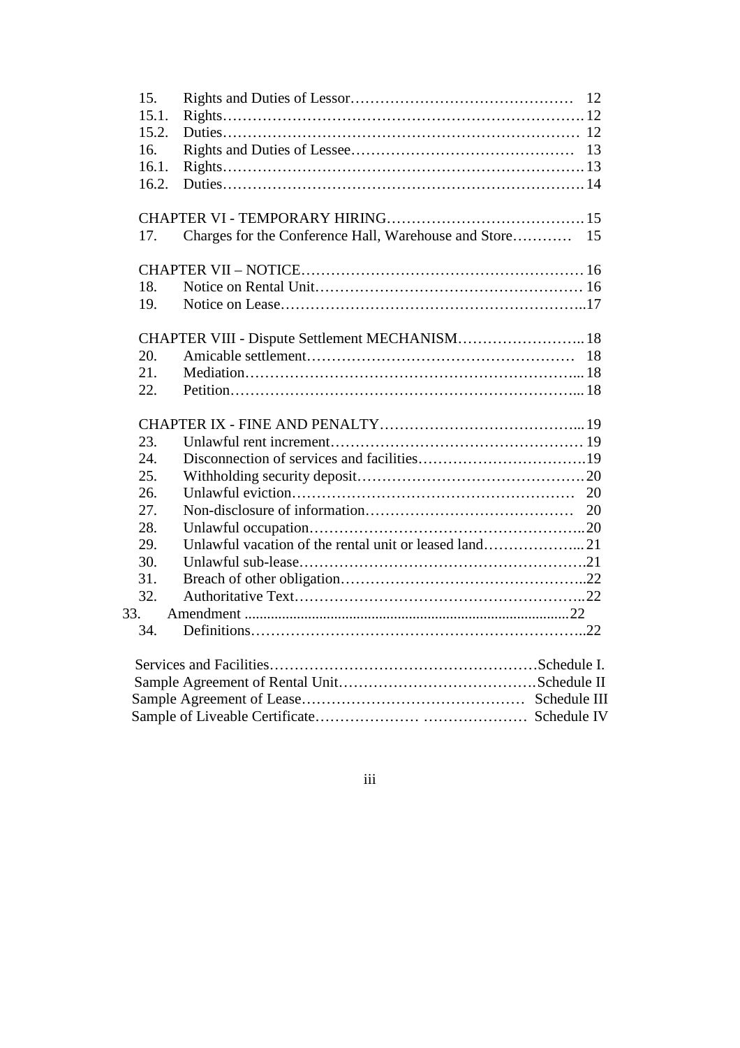| | | |
|---|---|---|
| 15. | Rights and Duties of Lessor | 12 |
| 15.1. | Rights | 12 |
| 15.2. | Duties | 12 |
| 16. | Rights and Duties of Lessee | 13 |
| 16.1. | Rights | 13 |
| 16.2. | Duties | 14 |
| | | |
| | CHAPTER VI - TEMPORARY HIRING | 15 |
| 17. | Charges for the Conference Hall, Warehouse and Store | 15 |
| | | |
| | CHAPTER VII – NOTICE | 16 |
| 18. | Notice on Rental Unit | 16 |
| 19. | Notice on Lease | 17 |
| | | |
| | CHAPTER VIII - Dispute Settlement MECHANISM | 18 |
| 20. | Amicable settlement | 18 |
| 21. | Mediation | 18 |
| 22. | Petition | 18 |
| | | |
| | CHAPTER IX - FINE AND PENALTY | 19 |
| 23. | Unlawful rent increment | 19 |
| 24. | Disconnection of services and facilities | 19 |
| 25. | Withholding security deposit | 20 |
| 26. | Unlawful eviction | 20 |
| 27. | Non-disclosure of information | 20 |
| 28. | Unlawful occupation | 20 |
| 29. | Unlawful vacation of the rental unit or leased land | 21 |
| 30. | Unlawful sub-lease | 21 |
| 31. | Breach of other obligation | 22 |
| 32. | Authoritative Text | 22 |
| 33. | Amendment | 22 |
| 34. | Definitions | 22 |
| | | |
| | Services and Facilities | Schedule I. |
| | Sample Agreement of Rental Unit | Schedule II |
| | Sample Agreement of Lease | Schedule III |
| | Sample of Liveable Certificate | Schedule IV |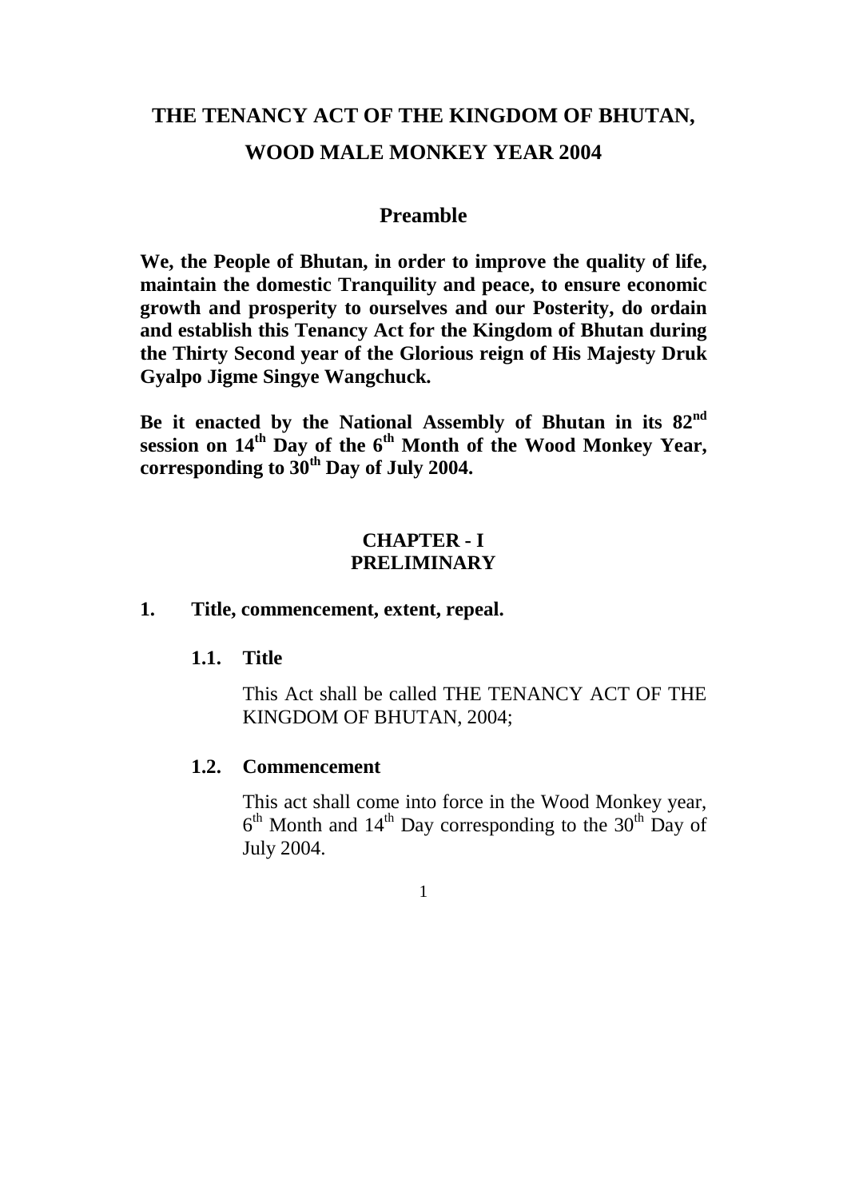# THE TENANCY ACT OF THE KINGDOM OF BHUTAN, WOOD MALE MONKEY YEAR 2004

## Preamble

**We, the People of Bhutan, in order to improve the quality of life, maintain the domestic Tranquility and peace, to ensure economic growth and prosperity to ourselves and our Posterity, do ordain and establish this Tenancy Act for the Kingdom of Bhutan during the Thirty Second year of the Glorious reign of His Majesty Druk Gyalpo Jigme Singye Wangchuck.**

**Be it enacted by the National Assembly of Bhutan in its 82nd session on 14th Day of the 6th Month of the Wood Monkey Year, corresponding to 30th Day of July 2004.**

## CHAPTER - I
## PRELIMINARY

### 1. Title, commencement, extent, repeal.

#### 1.1. Title

This Act shall be called THE TENANCY ACT OF THE KINGDOM OF BHUTAN, 2004;

#### 1.2. Commencement

This act shall come into force in the Wood Monkey year, 6th Month and 14th Day corresponding to the 30th Day of July 2004.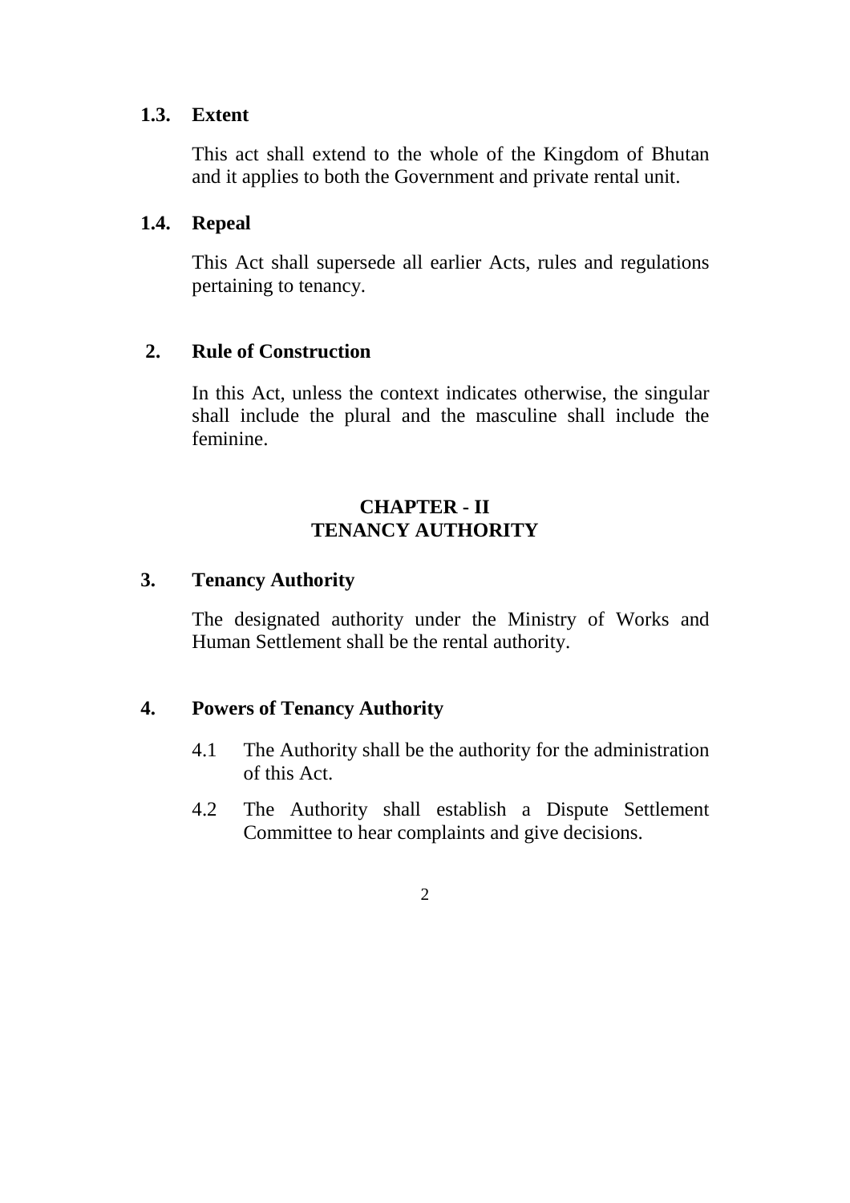### 1.3. Extent

This act shall extend to the whole of the Kingdom of Bhutan and it applies to both the Government and private rental unit.

### 1.4. Repeal

This Act shall supersede all earlier Acts, rules and regulations pertaining to tenancy.

### 2. Rule of Construction

In this Act, unless the context indicates otherwise, the singular shall include the plural and the masculine shall include the feminine.

## CHAPTER - II
## TENANCY AUTHORITY

### 3. Tenancy Authority

The designated authority under the Ministry of Works and Human Settlement shall be the rental authority.

### 4. Powers of Tenancy Authority

4.1 The Authority shall be the authority for the administration of this Act.

4.2 The Authority shall establish a Dispute Settlement Committee to hear complaints and give decisions.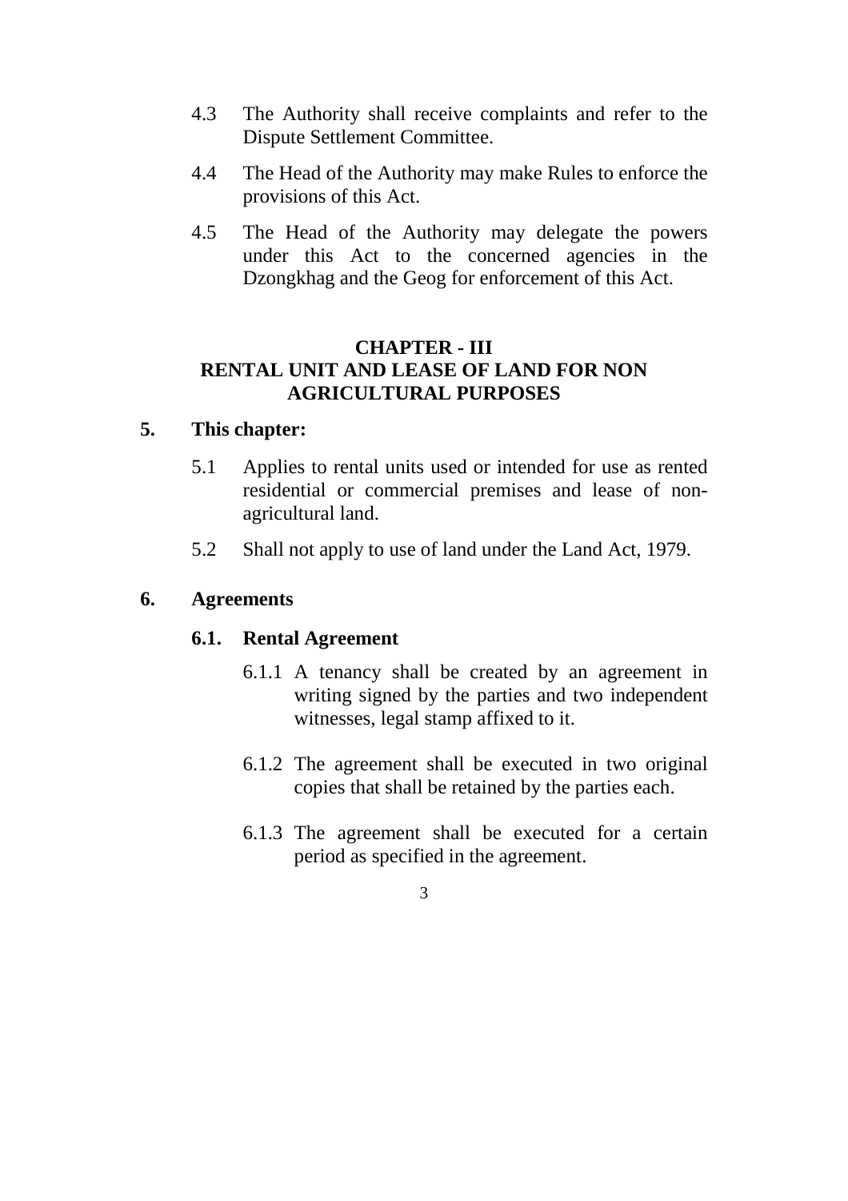4.3 The Authority shall receive complaints and refer to the Dispute Settlement Committee.

4.4 The Head of the Authority may make Rules to enforce the provisions of this Act.

4.5 The Head of the Authority may delegate the powers under this Act to the concerned agencies in the Dzongkhag and the Geog for enforcement of this Act.

## CHAPTER - III
## RENTAL UNIT AND LEASE OF LAND FOR NON AGRICULTURAL PURPOSES

**5. This chapter:**

5.1 Applies to rental units used or intended for use as rented residential or commercial premises and lease of non-agricultural land.

5.2 Shall not apply to use of land under the Land Act, 1979.

**6. Agreements**

**6.1. Rental Agreement**

6.1.1 A tenancy shall be created by an agreement in writing signed by the parties and two independent witnesses, legal stamp affixed to it.

6.1.2 The agreement shall be executed in two original copies that shall be retained by the parties each.

6.1.3 The agreement shall be executed for a certain period as specified in the agreement.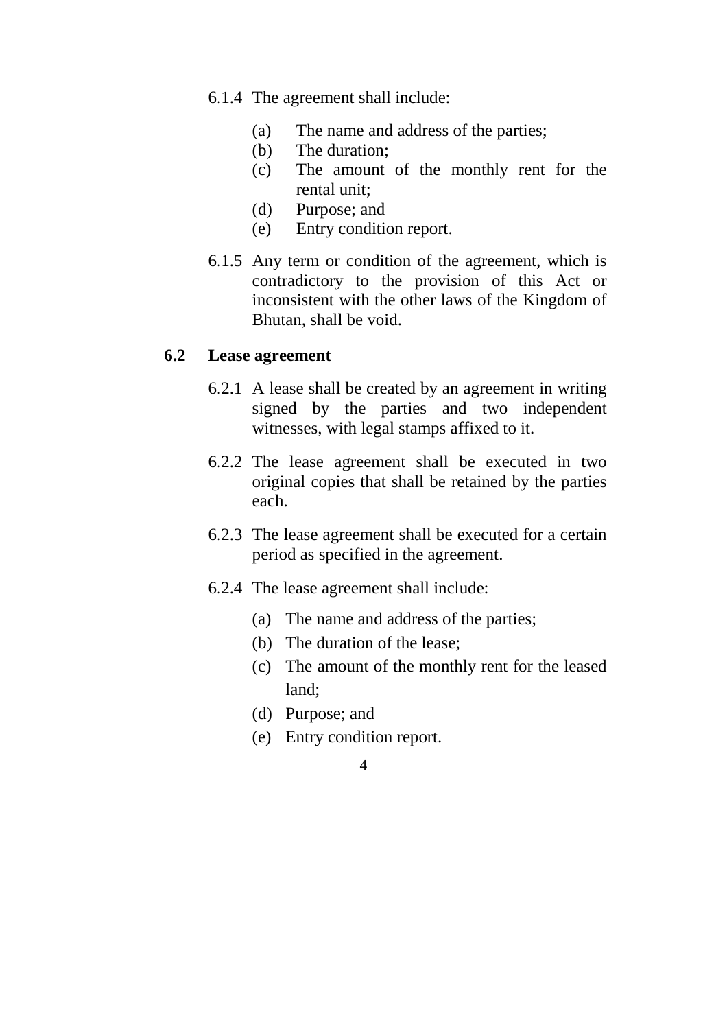6.1.4 The agreement shall include:

(a) The name and address of the parties;
(b) The duration;
(c) The amount of the monthly rent for the rental unit;
(d) Purpose; and
(e) Entry condition report.

6.1.5 Any term or condition of the agreement, which is contradictory to the provision of this Act or inconsistent with the other laws of the Kingdom of Bhutan, shall be void.

## 6.2 Lease agreement

6.2.1 A lease shall be created by an agreement in writing signed by the parties and two independent witnesses, with legal stamps affixed to it.

6.2.2 The lease agreement shall be executed in two original copies that shall be retained by the parties each.

6.2.3 The lease agreement shall be executed for a certain period as specified in the agreement.

6.2.4 The lease agreement shall include:

(a) The name and address of the parties;
(b) The duration of the lease;
(c) The amount of the monthly rent for the leased land;
(d) Purpose; and
(e) Entry condition report.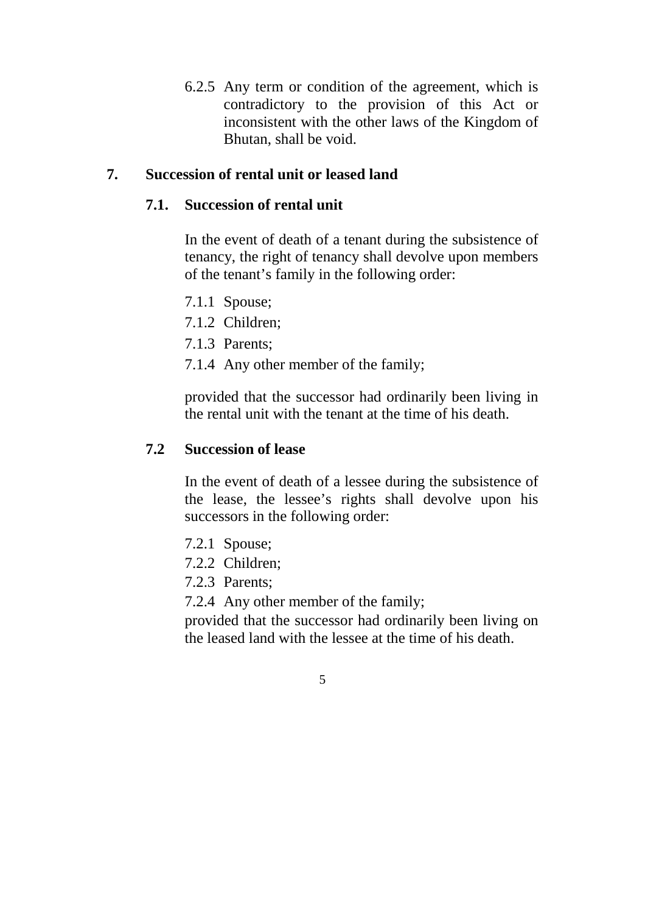6.2.5 Any term or condition of the agreement, which is contradictory to the provision of this Act or inconsistent with the other laws of the Kingdom of Bhutan, shall be void.

## 7. Succession of rental unit or leased land

### 7.1. Succession of rental unit

In the event of death of a tenant during the subsistence of tenancy, the right of tenancy shall devolve upon members of the tenant's family in the following order:

7.1.1 Spouse;

7.1.2 Children;

7.1.3 Parents;

7.1.4 Any other member of the family;

provided that the successor had ordinarily been living in the rental unit with the tenant at the time of his death.

### 7.2 Succession of lease

In the event of death of a lessee during the subsistence of the lease, the lessee's rights shall devolve upon his successors in the following order:

7.2.1 Spouse;

7.2.2 Children;

7.2.3 Parents;

7.2.4 Any other member of the family;

provided that the successor had ordinarily been living on the leased land with the lessee at the time of his death.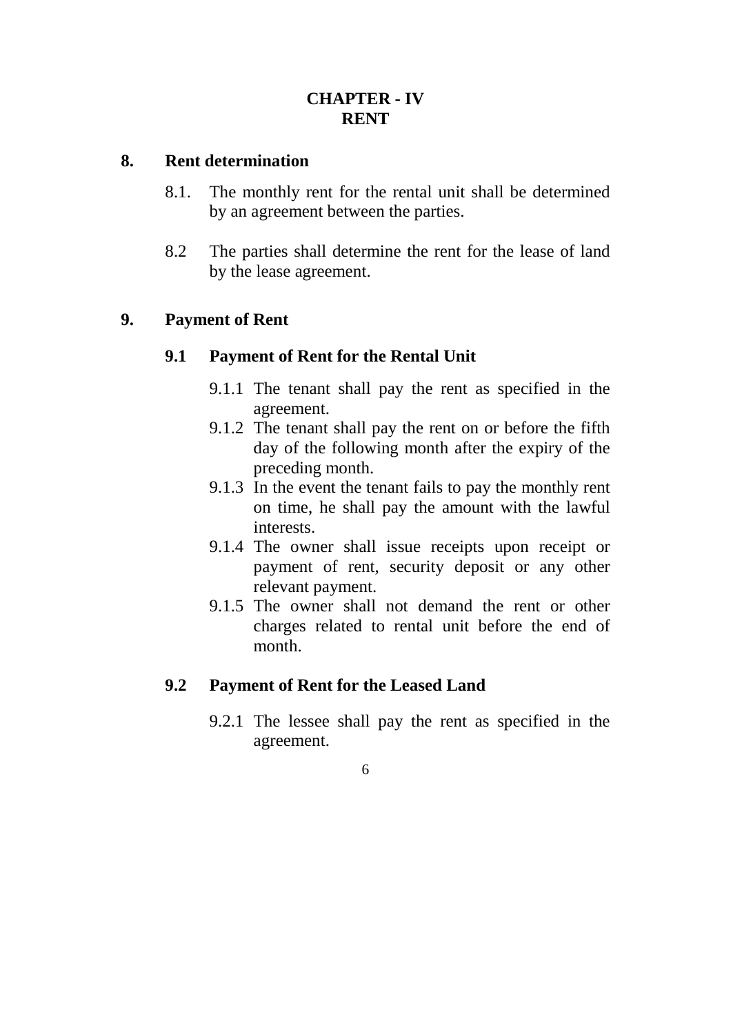# CHAPTER - IV
# RENT

## 8. Rent determination

8.1. The monthly rent for the rental unit shall be determined by an agreement between the parties.

8.2 The parties shall determine the rent for the lease of land by the lease agreement.

## 9. Payment of Rent

### 9.1 Payment of Rent for the Rental Unit

9.1.1 The tenant shall pay the rent as specified in the agreement.

9.1.2 The tenant shall pay the rent on or before the fifth day of the following month after the expiry of the preceding month.

9.1.3 In the event the tenant fails to pay the monthly rent on time, he shall pay the amount with the lawful interests.

9.1.4 The owner shall issue receipts upon receipt or payment of rent, security deposit or any other relevant payment.

9.1.5 The owner shall not demand the rent or other charges related to rental unit before the end of month.

### 9.2 Payment of Rent for the Leased Land

9.2.1 The lessee shall pay the rent as specified in the agreement.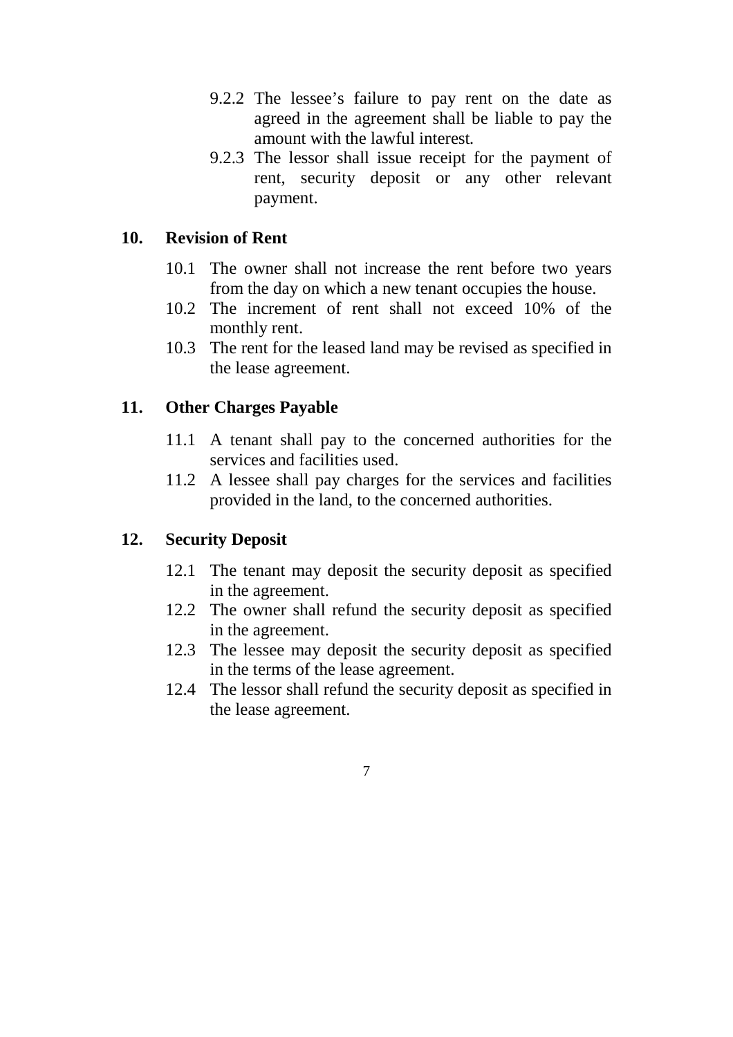9.2.2 The lessee's failure to pay rent on the date as agreed in the agreement shall be liable to pay the amount with the lawful interest.

9.2.3 The lessor shall issue receipt for the payment of rent, security deposit or any other relevant payment.

## 10. Revision of Rent

10.1 The owner shall not increase the rent before two years from the day on which a new tenant occupies the house.

10.2 The increment of rent shall not exceed 10% of the monthly rent.

10.3 The rent for the leased land may be revised as specified in the lease agreement.

## 11. Other Charges Payable

11.1 A tenant shall pay to the concerned authorities for the services and facilities used.

11.2 A lessee shall pay charges for the services and facilities provided in the land, to the concerned authorities.

## 12. Security Deposit

12.1 The tenant may deposit the security deposit as specified in the agreement.

12.2 The owner shall refund the security deposit as specified in the agreement.

12.3 The lessee may deposit the security deposit as specified in the terms of the lease agreement.

12.4 The lessor shall refund the security deposit as specified in the lease agreement.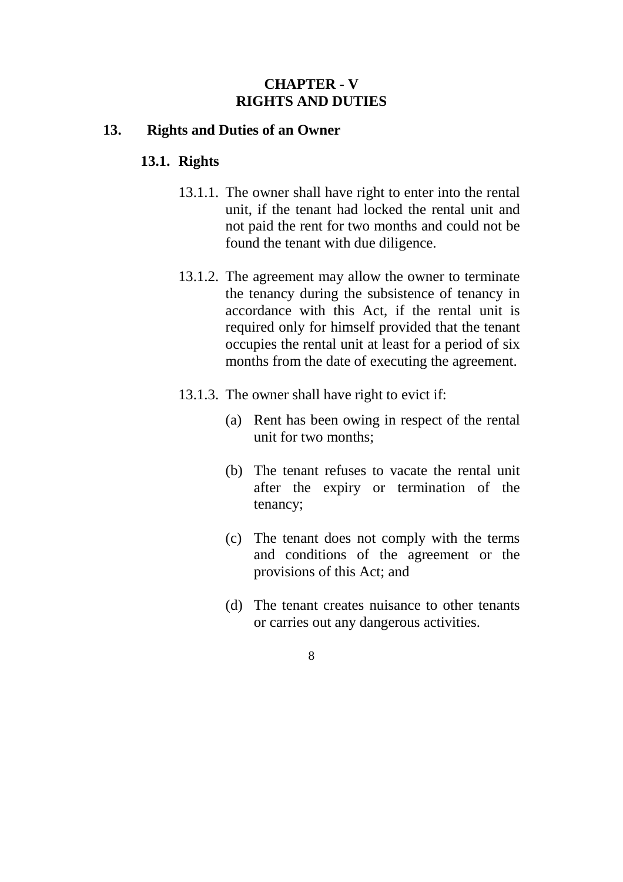## CHAPTER - V
## RIGHTS AND DUTIES

### 13. Rights and Duties of an Owner

#### 13.1. Rights

13.1.1. The owner shall have right to enter into the rental unit, if the tenant had locked the rental unit and not paid the rent for two months and could not be found the tenant with due diligence.

13.1.2. The agreement may allow the owner to terminate the tenancy during the subsistence of tenancy in accordance with this Act, if the rental unit is required only for himself provided that the tenant occupies the rental unit at least for a period of six months from the date of executing the agreement.

13.1.3. The owner shall have right to evict if:

(a) Rent has been owing in respect of the rental unit for two months;

(b) The tenant refuses to vacate the rental unit after the expiry or termination of the tenancy;

(c) The tenant does not comply with the terms and conditions of the agreement or the provisions of this Act; and

(d) The tenant creates nuisance to other tenants or carries out any dangerous activities.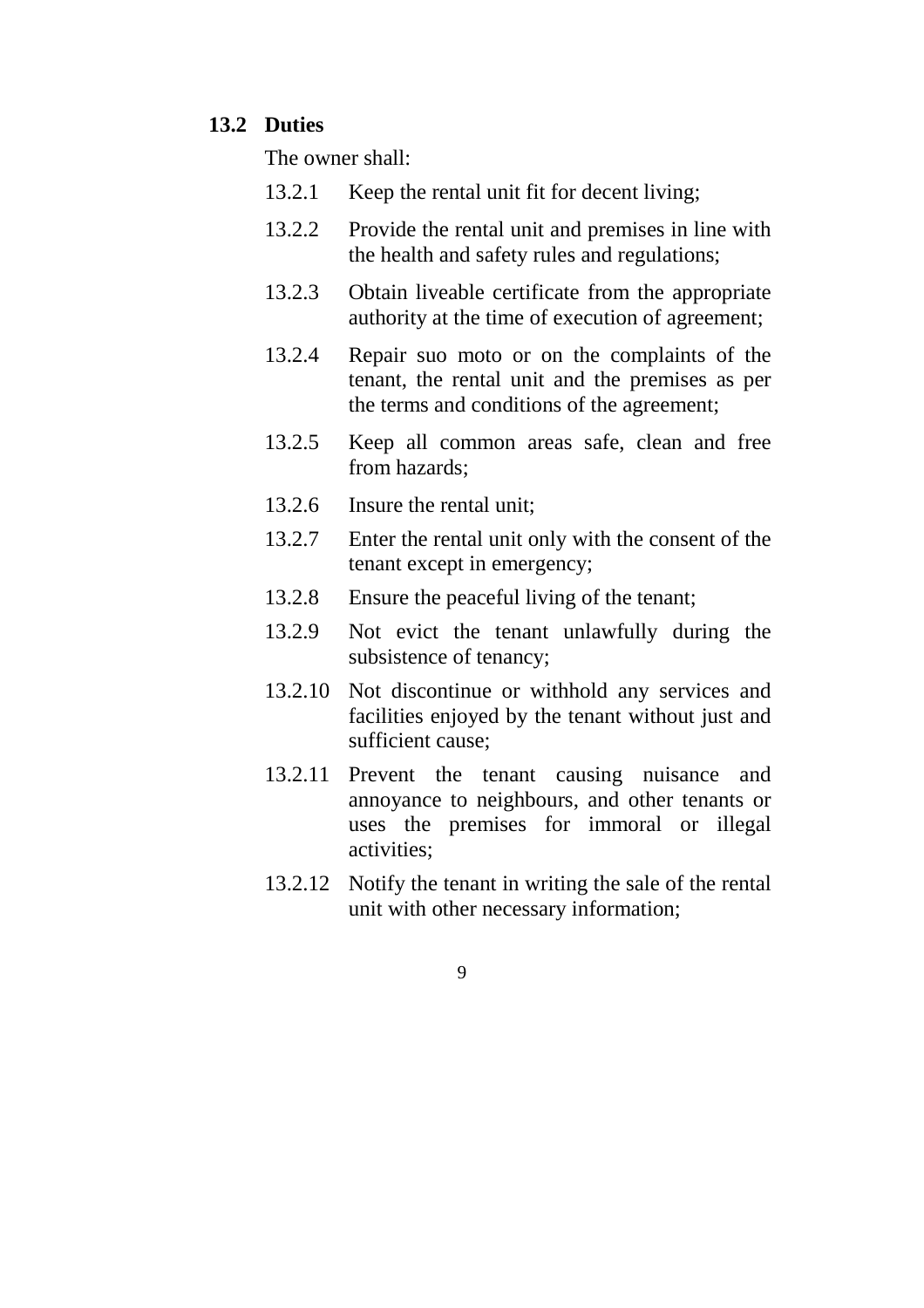### 13.2 Duties

The owner shall:

13.2.1 Keep the rental unit fit for decent living;

13.2.2 Provide the rental unit and premises in line with the health and safety rules and regulations;

13.2.3 Obtain liveable certificate from the appropriate authority at the time of execution of agreement;

13.2.4 Repair suo moto or on the complaints of the tenant, the rental unit and the premises as per the terms and conditions of the agreement;

13.2.5 Keep all common areas safe, clean and free from hazards;

13.2.6 Insure the rental unit;

13.2.7 Enter the rental unit only with the consent of the tenant except in emergency;

13.2.8 Ensure the peaceful living of the tenant;

13.2.9 Not evict the tenant unlawfully during the subsistence of tenancy;

13.2.10 Not discontinue or withhold any services and facilities enjoyed by the tenant without just and sufficient cause;

13.2.11 Prevent the tenant causing nuisance and annoyance to neighbours, and other tenants or uses the premises for immoral or illegal activities;

13.2.12 Notify the tenant in writing the sale of the rental unit with other necessary information;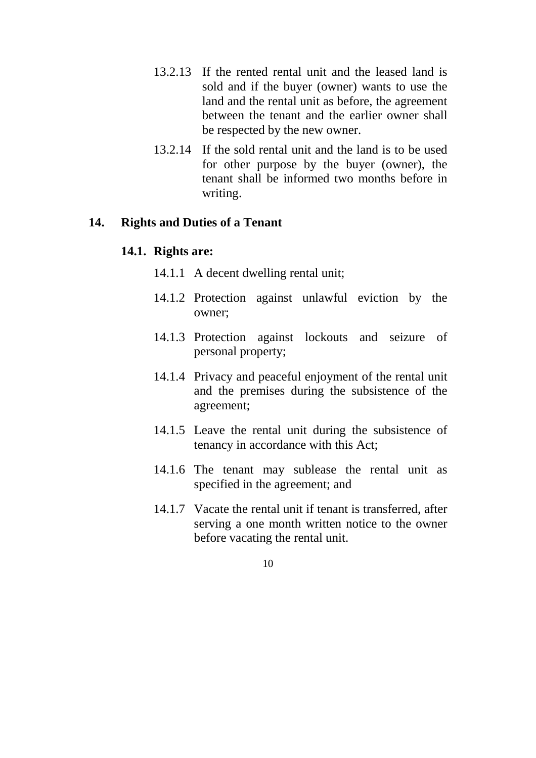13.2.13 If the rented rental unit and the leased land is sold and if the buyer (owner) wants to use the land and the rental unit as before, the agreement between the tenant and the earlier owner shall be respected by the new owner.

13.2.14 If the sold rental unit and the land is to be used for other purpose by the buyer (owner), the tenant shall be informed two months before in writing.

## 14. Rights and Duties of a Tenant

### 14.1. Rights are:

14.1.1 A decent dwelling rental unit;

14.1.2 Protection against unlawful eviction by the owner;

14.1.3 Protection against lockouts and seizure of personal property;

14.1.4 Privacy and peaceful enjoyment of the rental unit and the premises during the subsistence of the agreement;

14.1.5 Leave the rental unit during the subsistence of tenancy in accordance with this Act;

14.1.6 The tenant may sublease the rental unit as specified in the agreement; and

14.1.7 Vacate the rental unit if tenant is transferred, after serving a one month written notice to the owner before vacating the rental unit.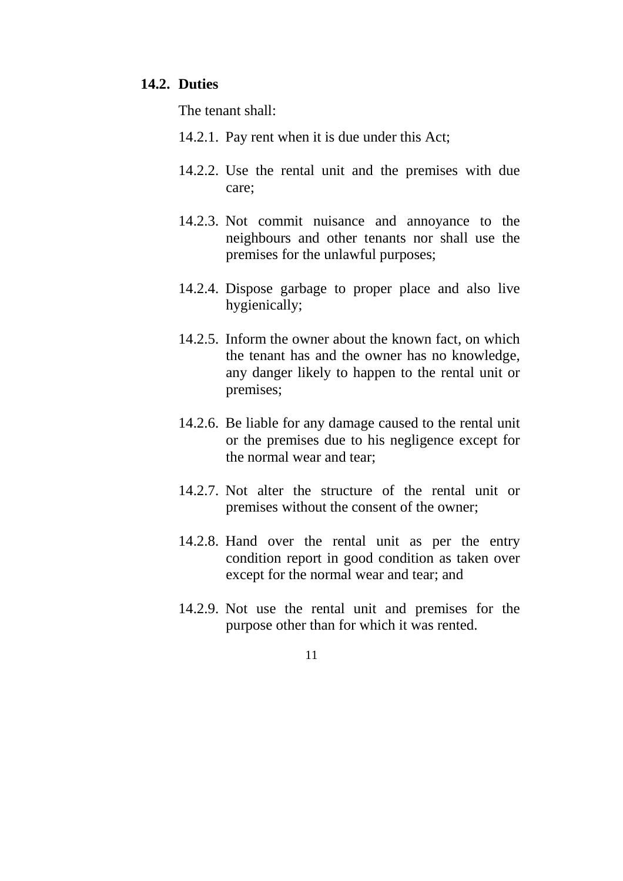### 14.2. Duties

The tenant shall:

14.2.1. Pay rent when it is due under this Act;

14.2.2. Use the rental unit and the premises with due care;

14.2.3. Not commit nuisance and annoyance to the neighbours and other tenants nor shall use the premises for the unlawful purposes;

14.2.4. Dispose garbage to proper place and also live hygienically;

14.2.5. Inform the owner about the known fact, on which the tenant has and the owner has no knowledge, any danger likely to happen to the rental unit or premises;

14.2.6. Be liable for any damage caused to the rental unit or the premises due to his negligence except for the normal wear and tear;

14.2.7. Not alter the structure of the rental unit or premises without the consent of the owner;

14.2.8. Hand over the rental unit as per the entry condition report in good condition as taken over except for the normal wear and tear; and

14.2.9. Not use the rental unit and premises for the purpose other than for which it was rented.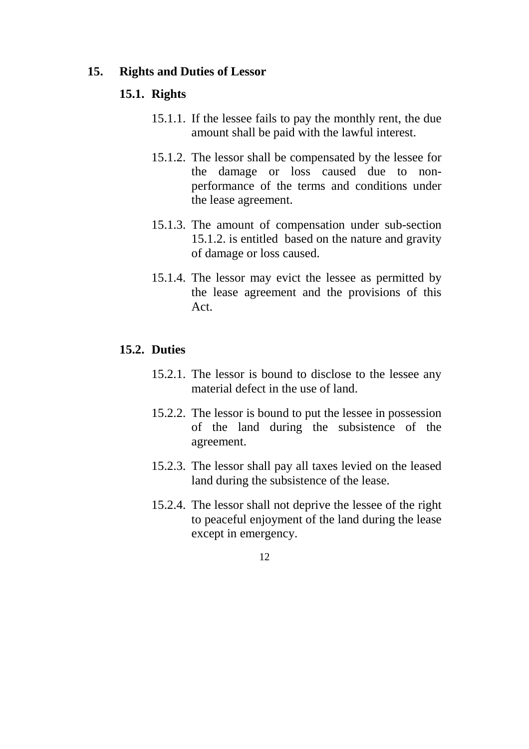## 15. Rights and Duties of Lessor

### 15.1. Rights

15.1.1. If the lessee fails to pay the monthly rent, the due amount shall be paid with the lawful interest.

15.1.2. The lessor shall be compensated by the lessee for the damage or loss caused due to non-performance of the terms and conditions under the lease agreement.

15.1.3. The amount of compensation under sub-section 15.1.2. is entitled based on the nature and gravity of damage or loss caused.

15.1.4. The lessor may evict the lessee as permitted by the lease agreement and the provisions of this Act.

### 15.2. Duties

15.2.1. The lessor is bound to disclose to the lessee any material defect in the use of land.

15.2.2. The lessor is bound to put the lessee in possession of the land during the subsistence of the agreement.

15.2.3. The lessor shall pay all taxes levied on the leased land during the subsistence of the lease.

15.2.4. The lessor shall not deprive the lessee of the right to peaceful enjoyment of the land during the lease except in emergency.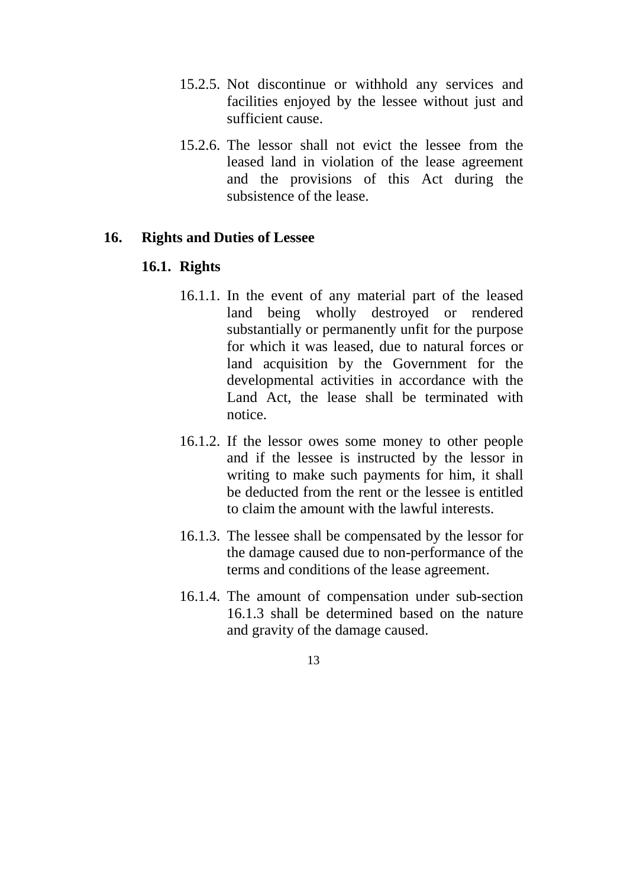15.2.5. Not discontinue or withhold any services and facilities enjoyed by the lessee without just and sufficient cause.

15.2.6. The lessor shall not evict the lessee from the leased land in violation of the lease agreement and the provisions of this Act during the subsistence of the lease.

## 16. Rights and Duties of Lessee

### 16.1. Rights

16.1.1. In the event of any material part of the leased land being wholly destroyed or rendered substantially or permanently unfit for the purpose for which it was leased, due to natural forces or land acquisition by the Government for the developmental activities in accordance with the Land Act, the lease shall be terminated with notice.

16.1.2. If the lessor owes some money to other people and if the lessee is instructed by the lessor in writing to make such payments for him, it shall be deducted from the rent or the lessee is entitled to claim the amount with the lawful interests.

16.1.3. The lessee shall be compensated by the lessor for the damage caused due to non-performance of the terms and conditions of the lease agreement.

16.1.4. The amount of compensation under sub-section 16.1.3 shall be determined based on the nature and gravity of the damage caused.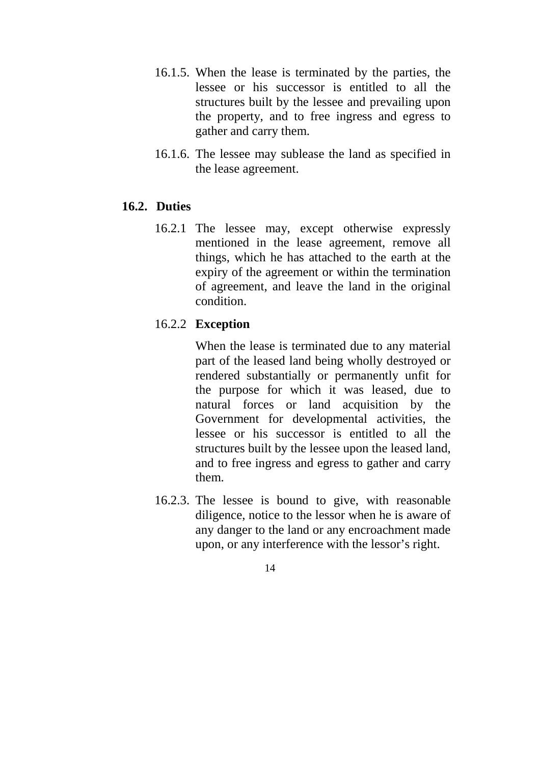16.1.5. When the lease is terminated by the parties, the lessee or his successor is entitled to all the structures built by the lessee and prevailing upon the property, and to free ingress and egress to gather and carry them.

16.1.6. The lessee may sublease the land as specified in the lease agreement.

## 16.2. Duties

16.2.1 The lessee may, except otherwise expressly mentioned in the lease agreement, remove all things, which he has attached to the earth at the expiry of the agreement or within the termination of agreement, and leave the land in the original condition.

16.2.2 **Exception**

When the lease is terminated due to any material part of the leased land being wholly destroyed or rendered substantially or permanently unfit for the purpose for which it was leased, due to natural forces or land acquisition by the Government for developmental activities, the lessee or his successor is entitled to all the structures built by the lessee upon the leased land, and to free ingress and egress to gather and carry them.

16.2.3. The lessee is bound to give, with reasonable diligence, notice to the lessor when he is aware of any danger to the land or any encroachment made upon, or any interference with the lessor's right.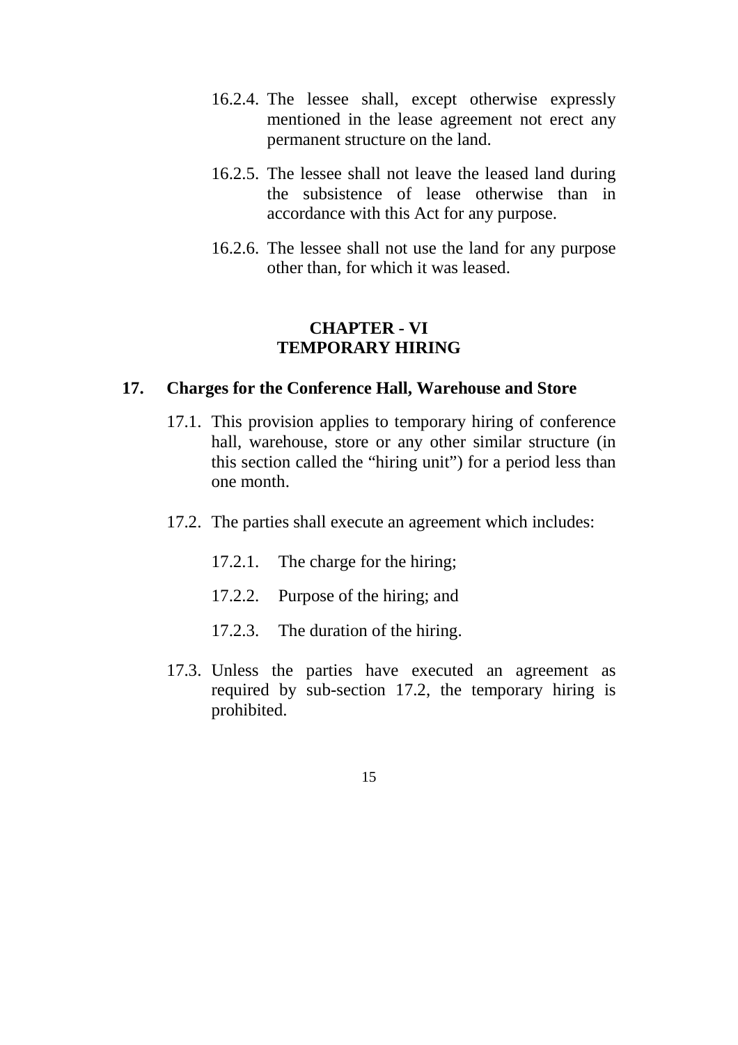16.2.4. The lessee shall, except otherwise expressly mentioned in the lease agreement not erect any permanent structure on the land.

16.2.5. The lessee shall not leave the leased land during the subsistence of lease otherwise than in accordance with this Act for any purpose.

16.2.6. The lessee shall not use the land for any purpose other than, for which it was leased.

## CHAPTER - VI
## TEMPORARY HIRING

### 17. Charges for the Conference Hall, Warehouse and Store

17.1. This provision applies to temporary hiring of conference hall, warehouse, store or any other similar structure (in this section called the "hiring unit") for a period less than one month.

17.2. The parties shall execute an agreement which includes:

17.2.1. The charge for the hiring;

17.2.2. Purpose of the hiring; and

17.2.3. The duration of the hiring.

17.3. Unless the parties have executed an agreement as required by sub-section 17.2, the temporary hiring is prohibited.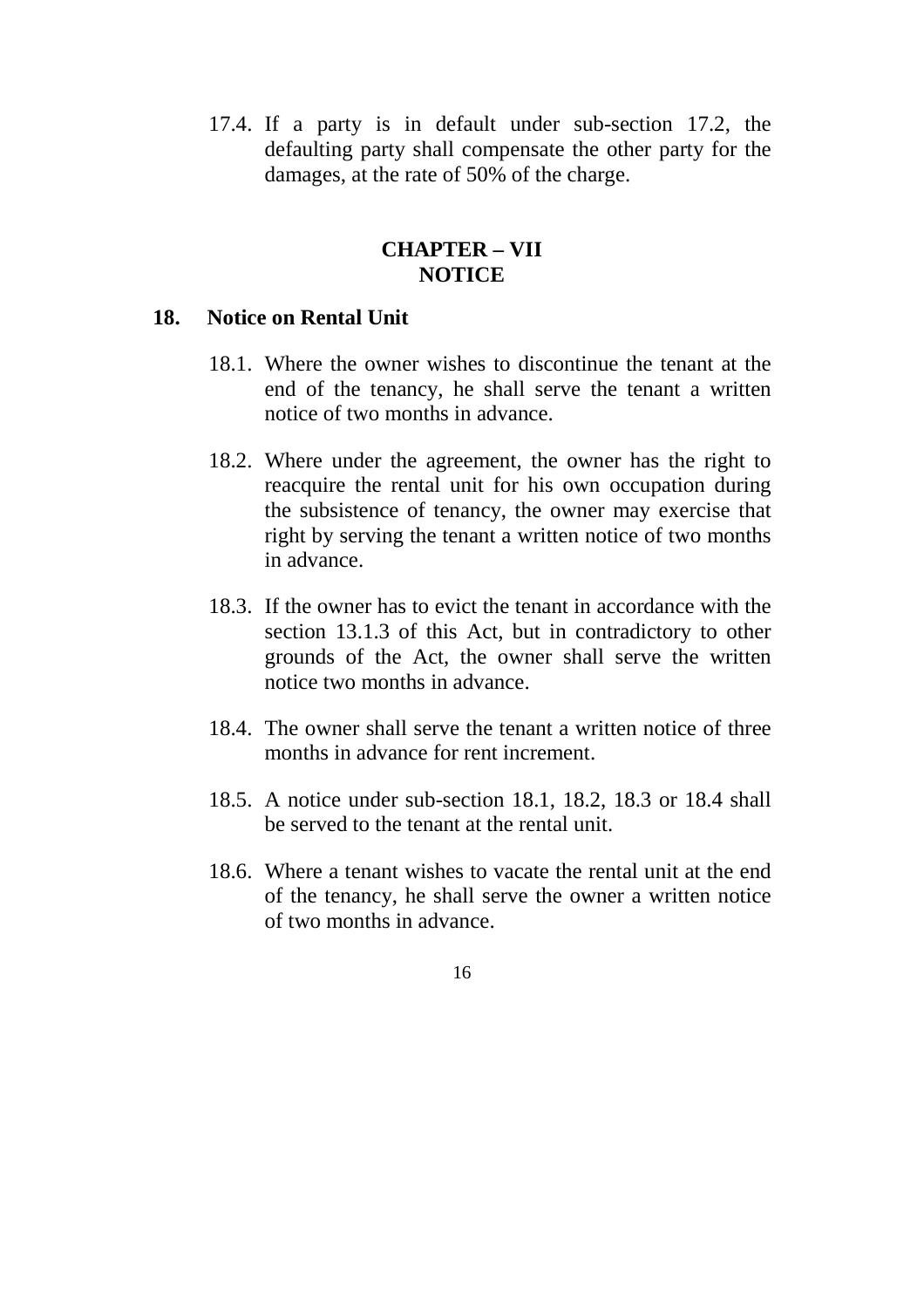17.4. If a party is in default under sub-section 17.2, the defaulting party shall compensate the other party for the damages, at the rate of 50% of the charge.

## CHAPTER – VII
## NOTICE

### 18. Notice on Rental Unit

18.1. Where the owner wishes to discontinue the tenant at the end of the tenancy, he shall serve the tenant a written notice of two months in advance.

18.2. Where under the agreement, the owner has the right to reacquire the rental unit for his own occupation during the subsistence of tenancy, the owner may exercise that right by serving the tenant a written notice of two months in advance.

18.3. If the owner has to evict the tenant in accordance with the section 13.1.3 of this Act, but in contradictory to other grounds of the Act, the owner shall serve the written notice two months in advance.

18.4. The owner shall serve the tenant a written notice of three months in advance for rent increment.

18.5. A notice under sub-section 18.1, 18.2, 18.3 or 18.4 shall be served to the tenant at the rental unit.

18.6. Where a tenant wishes to vacate the rental unit at the end of the tenancy, he shall serve the owner a written notice of two months in advance.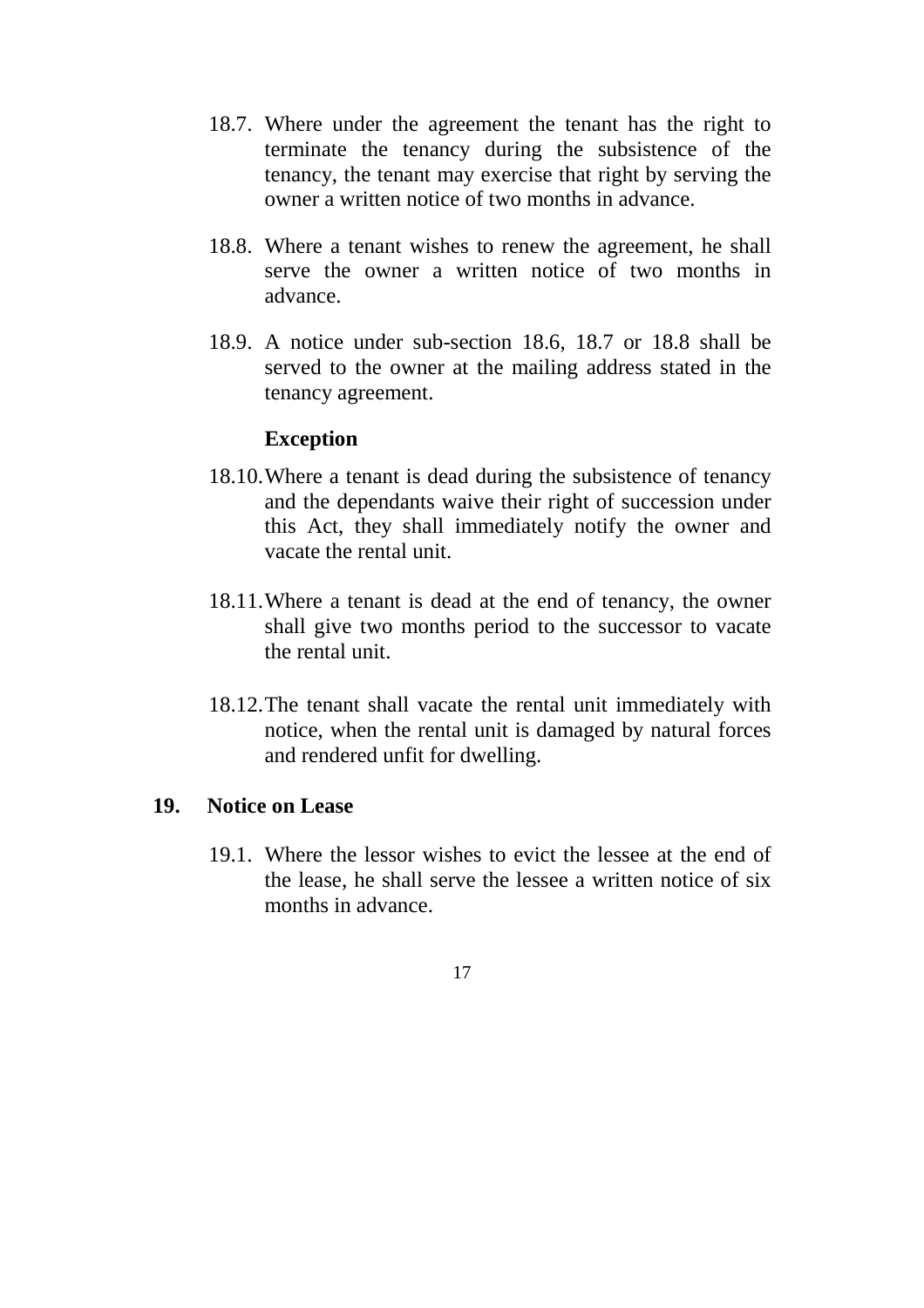18.7. Where under the agreement the tenant has the right to terminate the tenancy during the subsistence of the tenancy, the tenant may exercise that right by serving the owner a written notice of two months in advance.

18.8. Where a tenant wishes to renew the agreement, he shall serve the owner a written notice of two months in advance.

18.9. A notice under sub-section 18.6, 18.7 or 18.8 shall be served to the owner at the mailing address stated in the tenancy agreement.

**Exception**

18.10. Where a tenant is dead during the subsistence of tenancy and the dependants waive their right of succession under this Act, they shall immediately notify the owner and vacate the rental unit.

18.11. Where a tenant is dead at the end of tenancy, the owner shall give two months period to the successor to vacate the rental unit.

18.12. The tenant shall vacate the rental unit immediately with notice, when the rental unit is damaged by natural forces and rendered unfit for dwelling.

## 19. Notice on Lease

19.1. Where the lessor wishes to evict the lessee at the end of the lease, he shall serve the lessee a written notice of six months in advance.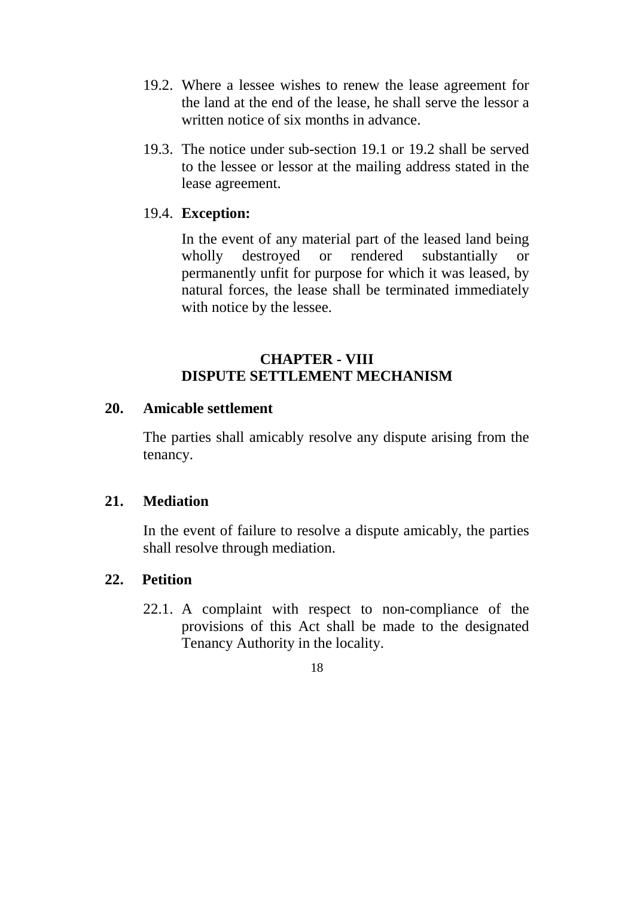19.2. Where a lessee wishes to renew the lease agreement for the land at the end of the lease, he shall serve the lessor a written notice of six months in advance.

19.3. The notice under sub-section 19.1 or 19.2 shall be served to the lessee or lessor at the mailing address stated in the lease agreement.

19.4. **Exception:**

In the event of any material part of the leased land being wholly destroyed or rendered substantially or permanently unfit for purpose for which it was leased, by natural forces, the lease shall be terminated immediately with notice by the lessee.

## CHAPTER - VIII
## DISPUTE SETTLEMENT MECHANISM

### 20. Amicable settlement

The parties shall amicably resolve any dispute arising from the tenancy.

### 21. Mediation

In the event of failure to resolve a dispute amicably, the parties shall resolve through mediation.

### 22. Petition

22.1. A complaint with respect to non-compliance of the provisions of this Act shall be made to the designated Tenancy Authority in the locality.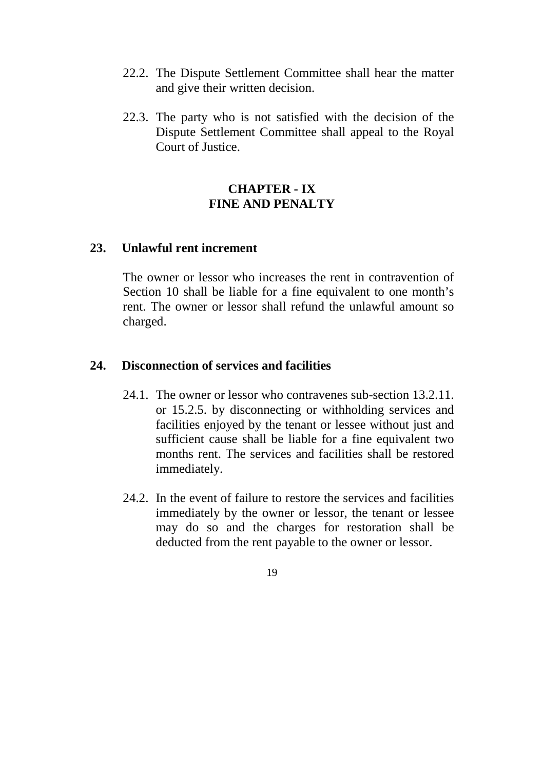22.2. The Dispute Settlement Committee shall hear the matter and give their written decision.

22.3. The party who is not satisfied with the decision of the Dispute Settlement Committee shall appeal to the Royal Court of Justice.

## CHAPTER - IX
## FINE AND PENALTY

### 23. Unlawful rent increment

The owner or lessor who increases the rent in contravention of Section 10 shall be liable for a fine equivalent to one month's rent. The owner or lessor shall refund the unlawful amount so charged.

### 24. Disconnection of services and facilities

24.1. The owner or lessor who contravenes sub-section 13.2.11. or 15.2.5. by disconnecting or withholding services and facilities enjoyed by the tenant or lessee without just and sufficient cause shall be liable for a fine equivalent two months rent. The services and facilities shall be restored immediately.

24.2. In the event of failure to restore the services and facilities immediately by the owner or lessor, the tenant or lessee may do so and the charges for restoration shall be deducted from the rent payable to the owner or lessor.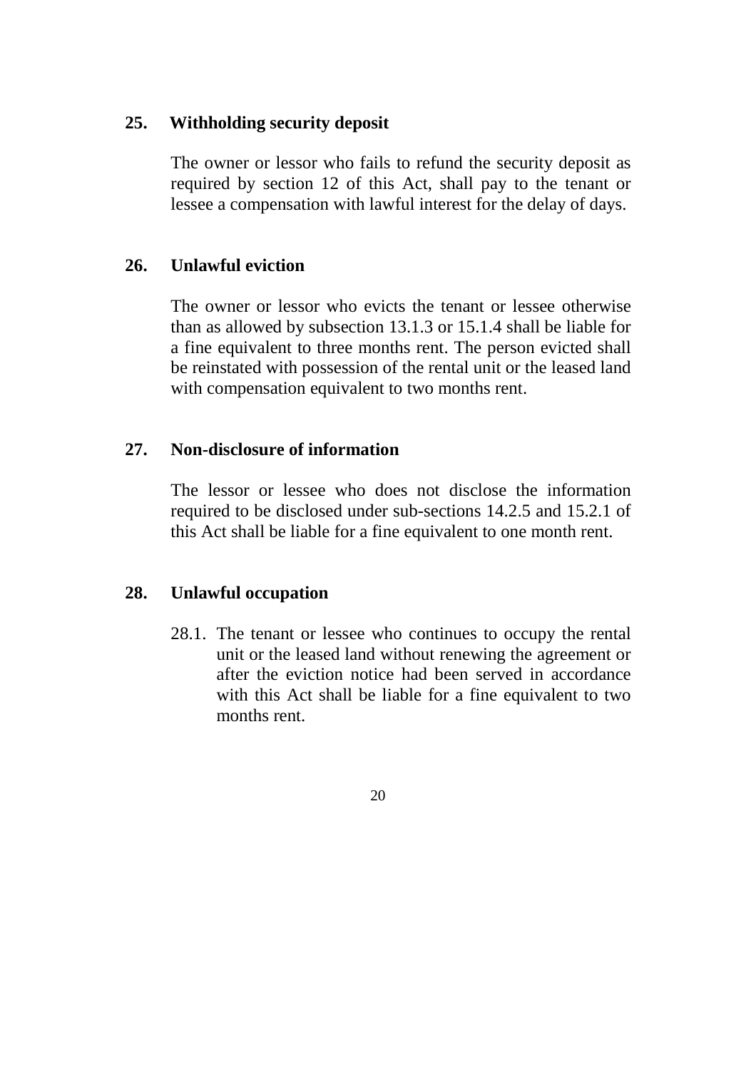## 25. Withholding security deposit

The owner or lessor who fails to refund the security deposit as required by section 12 of this Act, shall pay to the tenant or lessee a compensation with lawful interest for the delay of days.

## 26. Unlawful eviction

The owner or lessor who evicts the tenant or lessee otherwise than as allowed by subsection 13.1.3 or 15.1.4 shall be liable for a fine equivalent to three months rent. The person evicted shall be reinstated with possession of the rental unit or the leased land with compensation equivalent to two months rent.

## 27. Non-disclosure of information

The lessor or lessee who does not disclose the information required to be disclosed under sub-sections 14.2.5 and 15.2.1 of this Act shall be liable for a fine equivalent to one month rent.

## 28. Unlawful occupation

28.1. The tenant or lessee who continues to occupy the rental unit or the leased land without renewing the agreement or after the eviction notice had been served in accordance with this Act shall be liable for a fine equivalent to two months rent.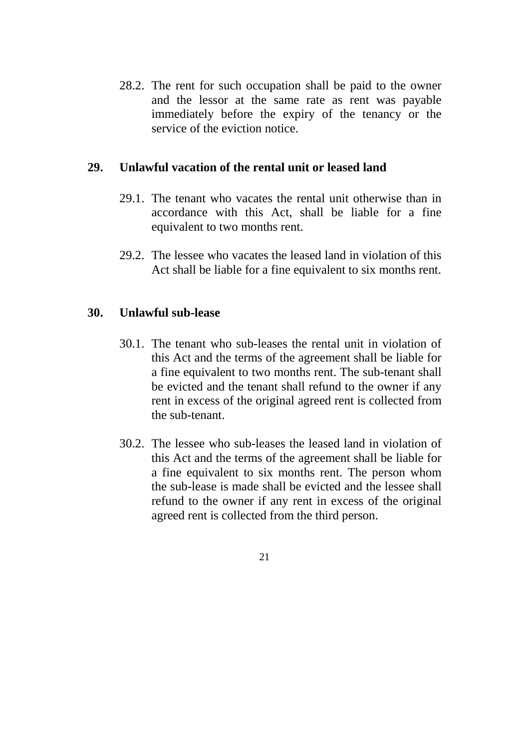28.2. The rent for such occupation shall be paid to the owner and the lessor at the same rate as rent was payable immediately before the expiry of the tenancy or the service of the eviction notice.

## 29. Unlawful vacation of the rental unit or leased land

29.1. The tenant who vacates the rental unit otherwise than in accordance with this Act, shall be liable for a fine equivalent to two months rent.

29.2. The lessee who vacates the leased land in violation of this Act shall be liable for a fine equivalent to six months rent.

## 30. Unlawful sub-lease

30.1. The tenant who sub-leases the rental unit in violation of this Act and the terms of the agreement shall be liable for a fine equivalent to two months rent. The sub-tenant shall be evicted and the tenant shall refund to the owner if any rent in excess of the original agreed rent is collected from the sub-tenant.

30.2. The lessee who sub-leases the leased land in violation of this Act and the terms of the agreement shall be liable for a fine equivalent to six months rent. The person whom the sub-lease is made shall be evicted and the lessee shall refund to the owner if any rent in excess of the original agreed rent is collected from the third person.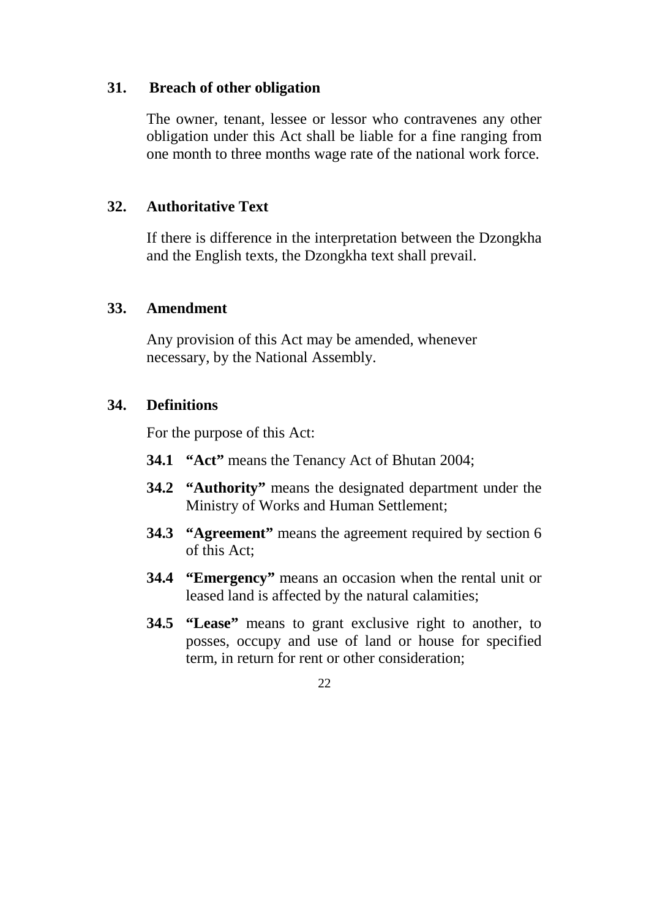## 31. Breach of other obligation

The owner, tenant, lessee or lessor who contravenes any other obligation under this Act shall be liable for a fine ranging from one month to three months wage rate of the national work force.

## 32. Authoritative Text

If there is difference in the interpretation between the Dzongkha and the English texts, the Dzongkha text shall prevail.

## 33. Amendment

Any provision of this Act may be amended, whenever necessary, by the National Assembly.

## 34. Definitions

For the purpose of this Act:

**34.1** **"Act"** means the Tenancy Act of Bhutan 2004;

**34.2** **"Authority"** means the designated department under the Ministry of Works and Human Settlement;

**34.3** **"Agreement"** means the agreement required by section 6 of this Act;

**34.4** **"Emergency"** means an occasion when the rental unit or leased land is affected by the natural calamities;

**34.5** **"Lease"** means to grant exclusive right to another, to posses, occupy and use of land or house for specified term, in return for rent or other consideration;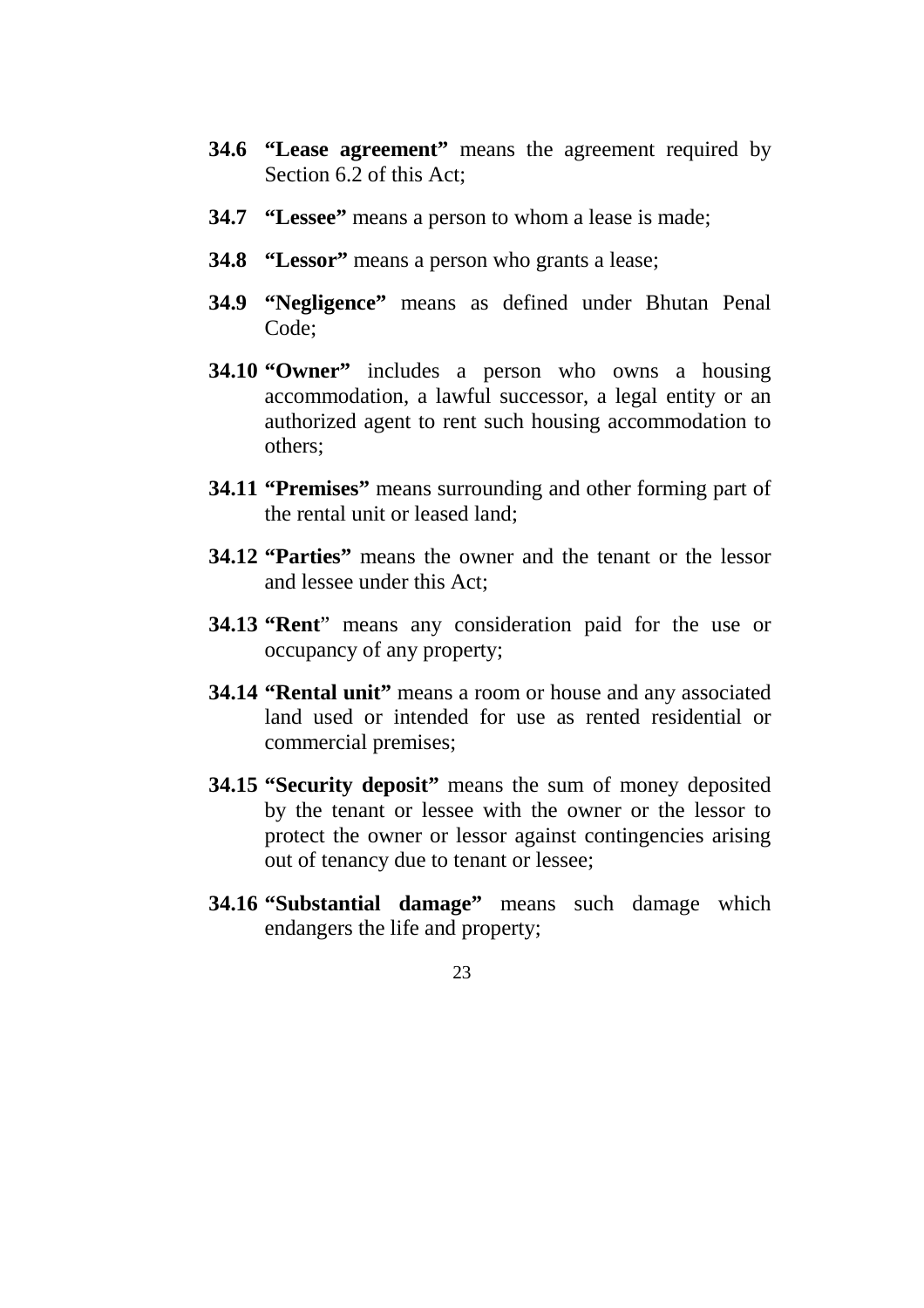**34.6 "Lease agreement"** means the agreement required by Section 6.2 of this Act;

**34.7 "Lessee"** means a person to whom a lease is made;

**34.8 "Lessor"** means a person who grants a lease;

**34.9 "Negligence"** means as defined under Bhutan Penal Code;

**34.10 "Owner"** includes a person who owns a housing accommodation, a lawful successor, a legal entity or an authorized agent to rent such housing accommodation to others;

**34.11 "Premises"** means surrounding and other forming part of the rental unit or leased land;

**34.12 "Parties"** means the owner and the tenant or the lessor and lessee under this Act;

**34.13 "Rent**" means any consideration paid for the use or occupancy of any property;

**34.14 "Rental unit"** means a room or house and any associated land used or intended for use as rented residential or commercial premises;

**34.15 "Security deposit"** means the sum of money deposited by the tenant or lessee with the owner or the lessor to protect the owner or lessor against contingencies arising out of tenancy due to tenant or lessee;

**34.16 "Substantial damage"** means such damage which endangers the life and property;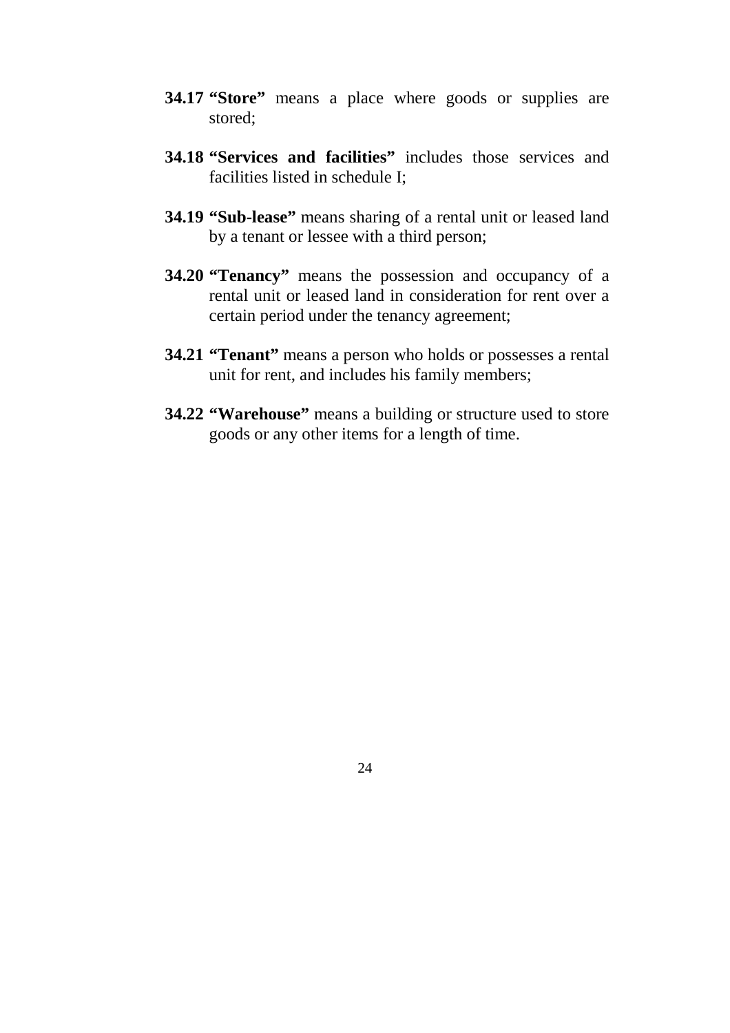**34.17 “Store”** means a place where goods or supplies are stored;

**34.18 “Services and facilities”** includes those services and facilities listed in schedule I;

**34.19 “Sub-lease”** means sharing of a rental unit or leased land by a tenant or lessee with a third person;

**34.20 “Tenancy”** means the possession and occupancy of a rental unit or leased land in consideration for rent over a certain period under the tenancy agreement;

**34.21 “Tenant”** means a person who holds or possesses a rental unit for rent, and includes his family members;

**34.22 “Warehouse”** means a building or structure used to store goods or any other items for a length of time.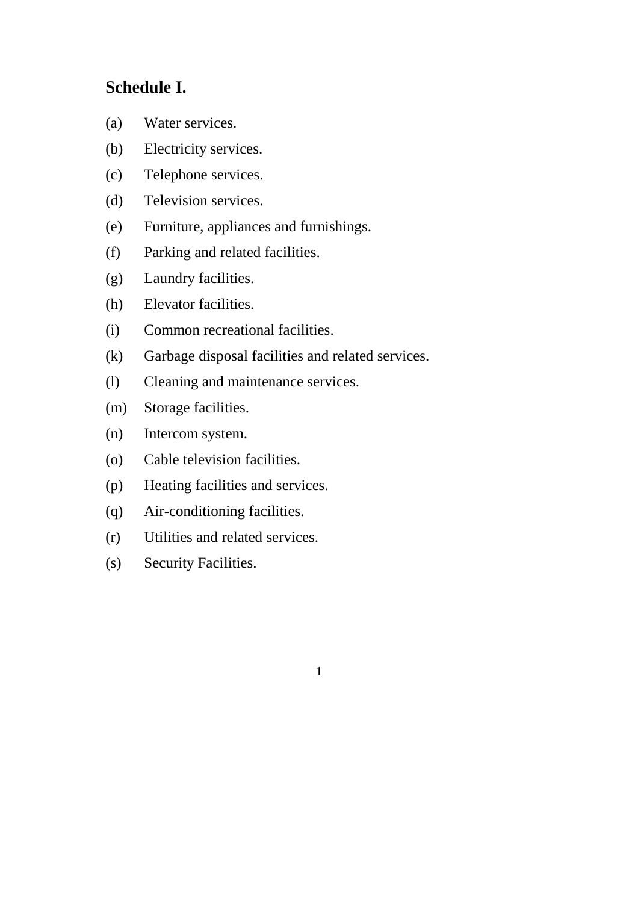## Schedule I.

(a) Water services.

(b) Electricity services.

(c) Telephone services.

(d) Television services.

(e) Furniture, appliances and furnishings.

(f) Parking and related facilities.

(g) Laundry facilities.

(h) Elevator facilities.

(i) Common recreational facilities.

(k) Garbage disposal facilities and related services.

(l) Cleaning and maintenance services.

(m) Storage facilities.

(n) Intercom system.

(o) Cable television facilities.

(p) Heating facilities and services.

(q) Air-conditioning facilities.

(r) Utilities and related services.

(s) Security Facilities.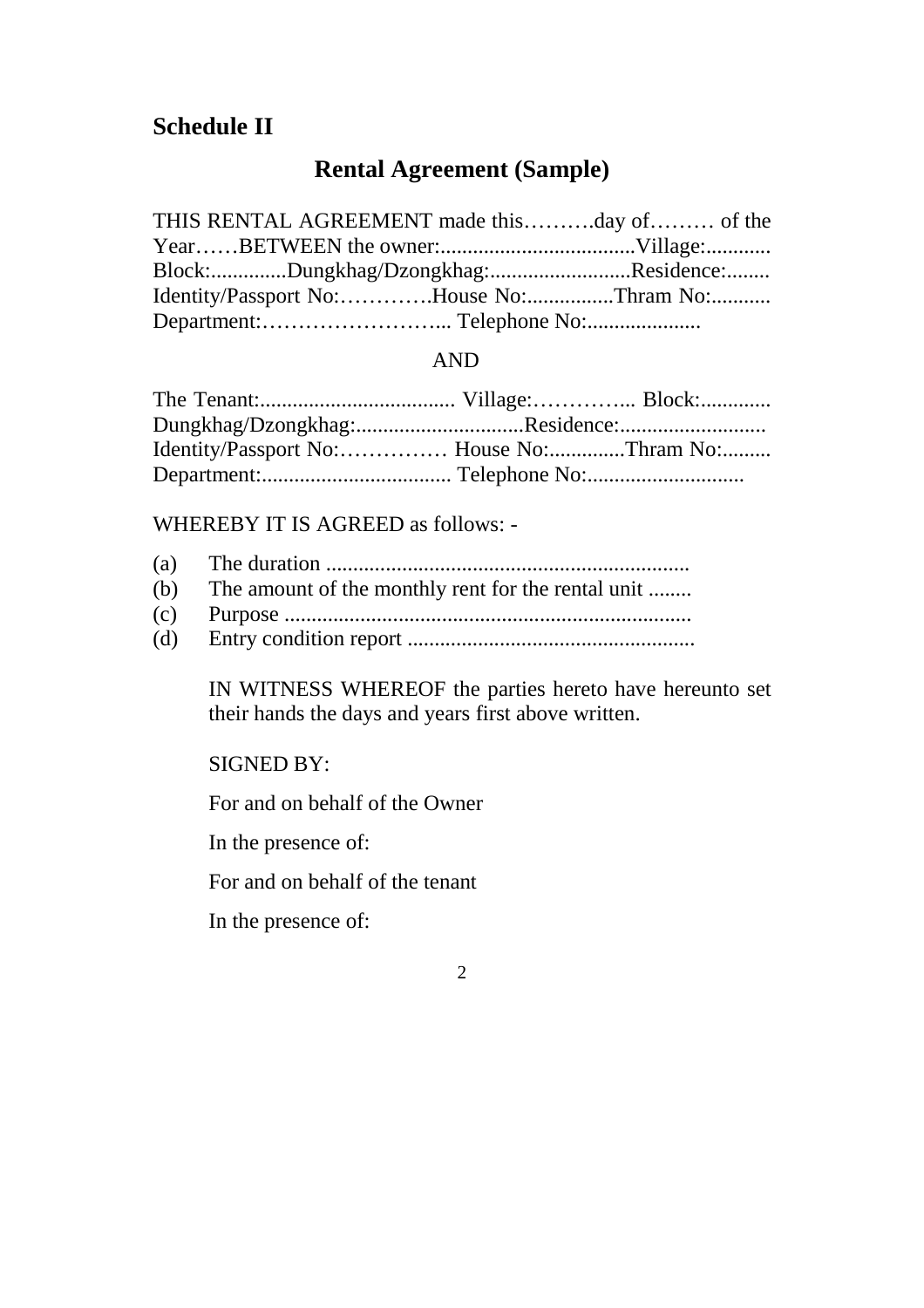## Schedule II

### Rental Agreement (Sample)

THIS RENTAL AGREEMENT made this……….day of……… of the Year……BETWEEN the owner:....................................Village:............ Block:..............Dungkhag/Dzongkhag:..........................Residence:........ Identity/Passport No:………….House No:................Thram No:........... Department:……………………... Telephone No:.....................

AND

The Tenant:.................................... Village:…………... Block:............. Dungkhag/Dzongkhag:...............................Residence:........................... Identity/Passport No:…………… House No:..............Thram No:......... Department:................................... Telephone No:.............................

WHEREBY IT IS AGREED as follows: -

(a) The duration ...................................................................
(b) The amount of the monthly rent for the rental unit ........
(c) Purpose ...........................................................................
(d) Entry condition report .....................................................

IN WITNESS WHEREOF the parties hereto have hereunto set their hands the days and years first above written.

SIGNED BY:

For and on behalf of the Owner

In the presence of:

For and on behalf of the tenant

In the presence of: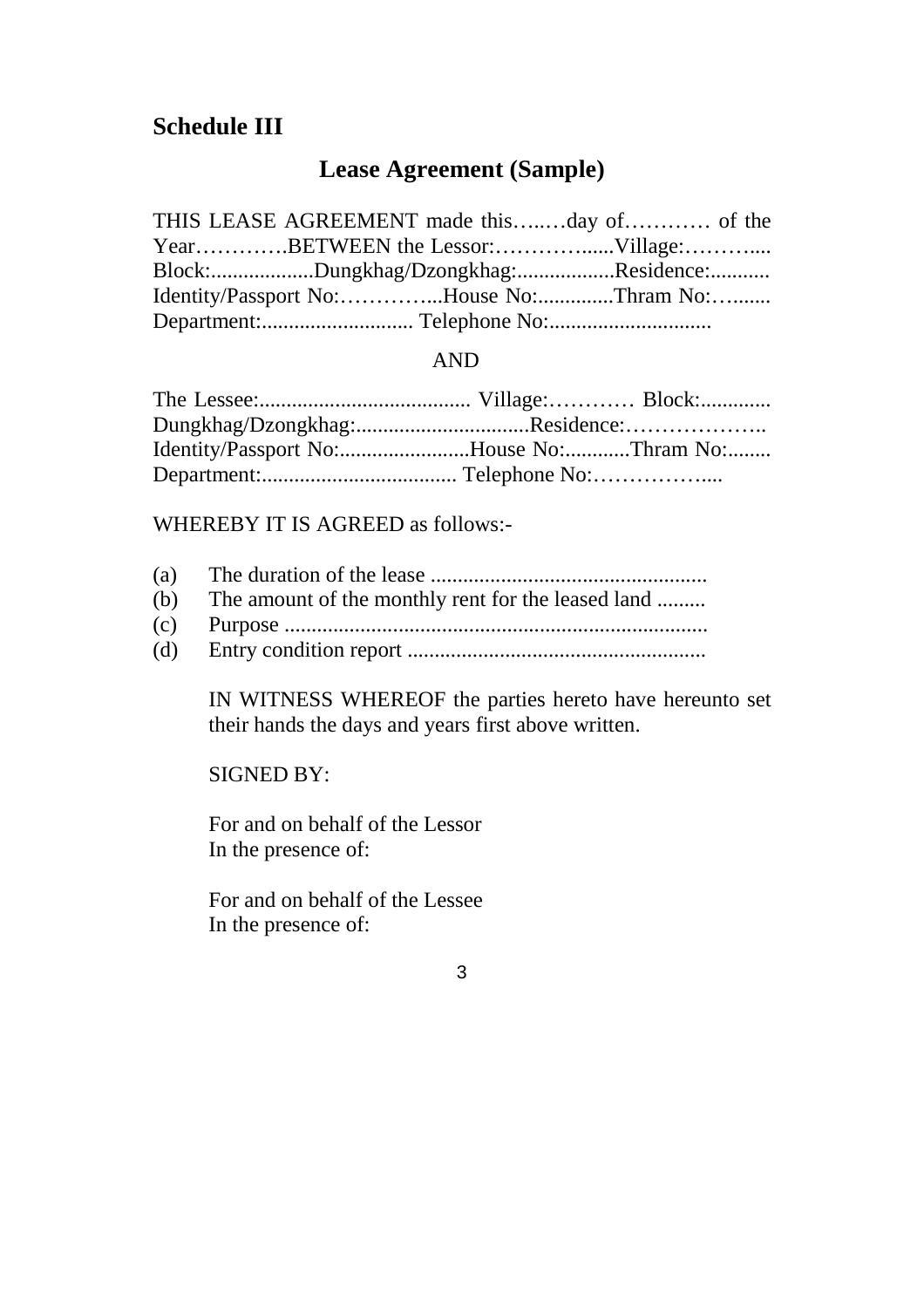## Schedule III

### Lease Agreement (Sample)

THIS LEASE AGREEMENT made this…..…day of………… of the Year………….BETWEEN the Lessor:……………......Village:………....
Block:...................Dungkhag/Dzongkhag:..................Residence:...........
Identity/Passport No:…………...House No:.............Thram No:….......
Department:............................ Telephone No:..............................

AND

The Lessee:....................................... Village:………… Block:.............
Dungkhag/Dzongkhag:................................Residence:………………..
Identity/Passport No:........................House No:...........Thram No:........
Department:.................................... Telephone No:……………....

WHEREBY IT IS AGREED as follows:-

(a) The duration of the lease ..................................................
(b) The amount of the monthly rent for the leased land .........
(c) Purpose .............................................................................
(d) Entry condition report ......................................................

IN WITNESS WHEREOF the parties hereto have hereunto set their hands the days and years first above written.

SIGNED BY:

For and on behalf of the Lessor
In the presence of:

For and on behalf of the Lessee
In the presence of: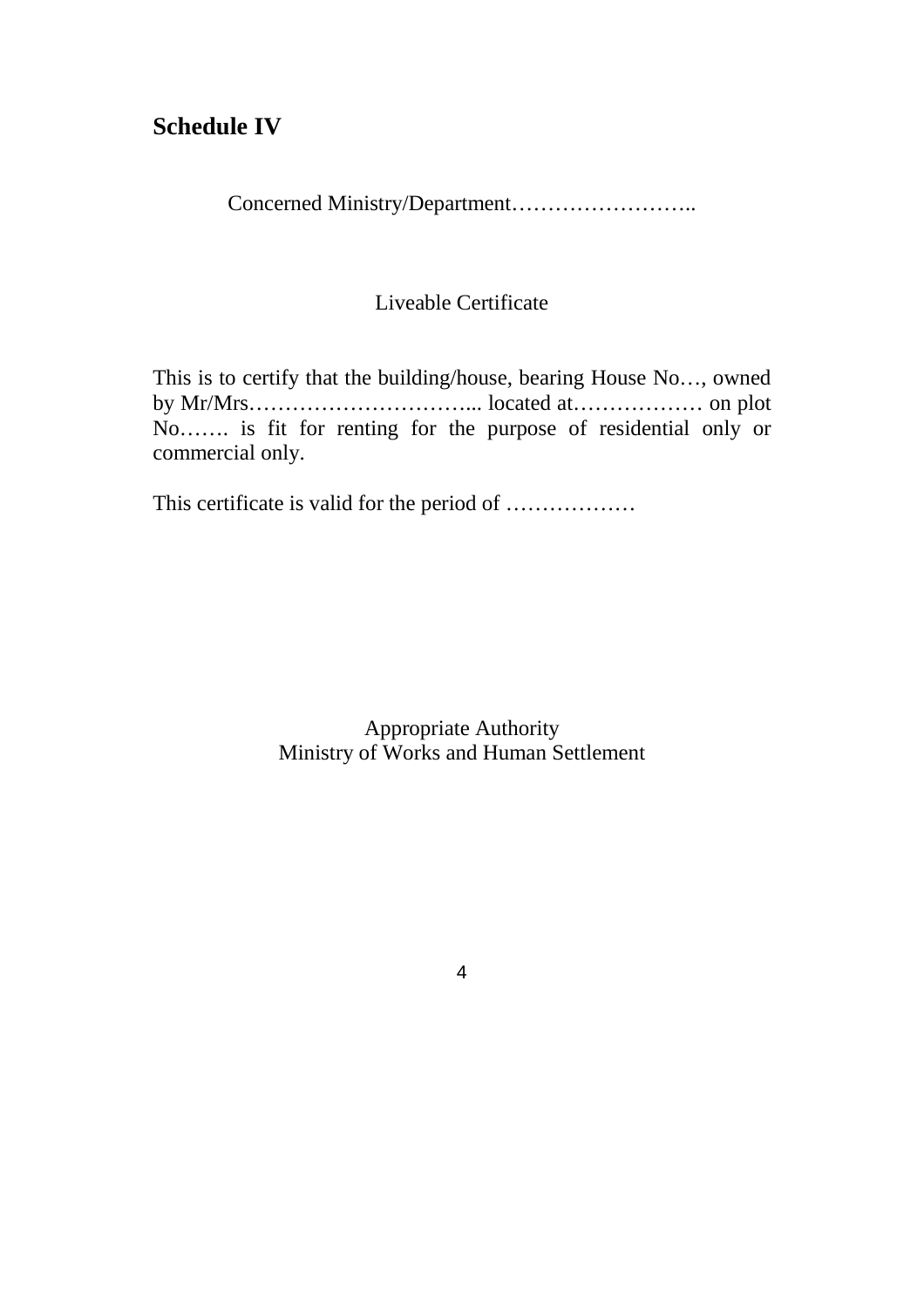## Schedule IV

Concerned Ministry/Department……………………..

Liveable Certificate

This is to certify that the building/house, bearing House No…, owned by Mr/Mrs…………………………... located at……………… on plot No……. is fit for renting for the purpose of residential only or commercial only.

This certificate is valid for the period of ………………

Appropriate Authority
Ministry of Works and Human Settlement